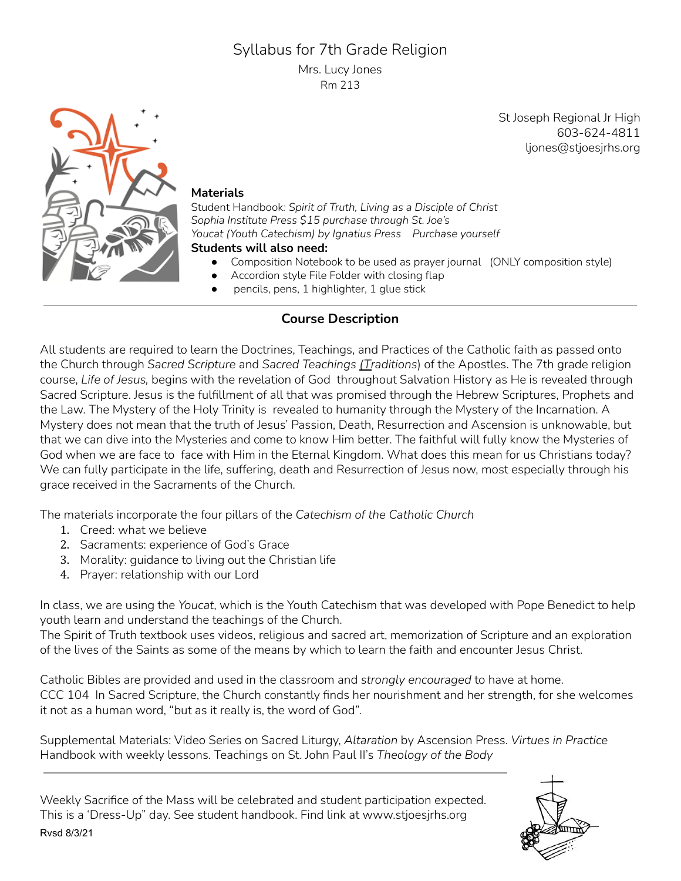# Syllabus for 7th Grade Religion

Mrs. Lucy Jones
Rm 213

St Joseph Regional Jr High
603-624-4811
ljones@stjoesjrhs.org

**Materials**

Student Handbook*: Spirit of Truth, Living as a Disciple of Christ*
*Sophia Institute Press $15 purchase through St. Joe's*
*Youcat (Youth Catechism) by Ignatius Press   Purchase yourself*

**Students will also need:**

- Composition Notebook to be used as prayer journal   (ONLY composition style)
- Accordion style File Folder with closing flap
- pencils, pens, 1 highlighter, 1 glue stick

---

## Course Description

All students are required to learn the Doctrines, Teachings, and Practices of the Catholic faith as passed onto the Church through *Sacred Scripture* and *Sacred Teachings (Traditions)* of the Apostles. The 7th grade religion course, *Life of Jesus,* begins with the revelation of God throughout Salvation History as He is revealed through Sacred Scripture. Jesus is the fulfillment of all that was promised through the Hebrew Scriptures, Prophets and the Law. The Mystery of the Holy Trinity is revealed to humanity through the Mystery of the Incarnation. A Mystery does not mean that the truth of Jesus' Passion, Death, Resurrection and Ascension is unknowable, but that we can dive into the Mysteries and come to know Him better. The faithful will fully know the Mysteries of God when we are face to face with Him in the Eternal Kingdom. What does this mean for us Christians today? We can fully participate in the life, suffering, death and Resurrection of Jesus now, most especially through his grace received in the Sacraments of the Church.

The materials incorporate the four pillars of the *Catechism of the Catholic Church*

1. Creed: what we believe
2. Sacraments: experience of God's Grace
3. Morality: guidance to living out the Christian life
4. Prayer: relationship with our Lord

In class, we are using the *Youcat*, which is the Youth Catechism that was developed with Pope Benedict to help youth learn and understand the teachings of the Church.
The Spirit of Truth textbook uses videos, religious and sacred art, memorization of Scripture and an exploration of the lives of the Saints as some of the means by which to learn the faith and encounter Jesus Christ.

Catholic Bibles are provided and used in the classroom and *strongly encouraged* to have at home.
CCC 104  In Sacred Scripture, the Church constantly finds her nourishment and her strength, for she welcomes it not as a human word, "but as it really is, the word of God".

Supplemental Materials: Video Series on Sacred Liturgy, *Altaration* by Ascension Press. *Virtues in Practice* Handbook with weekly lessons. Teachings on St. John Paul II's *Theology of the Body*

---

Weekly Sacrifice of the Mass will be celebrated and student participation expected.
This is a 'Dress-Up" day. See student handbook. Find link at www.stjoesjrhs.org

Rvsd 8/3/21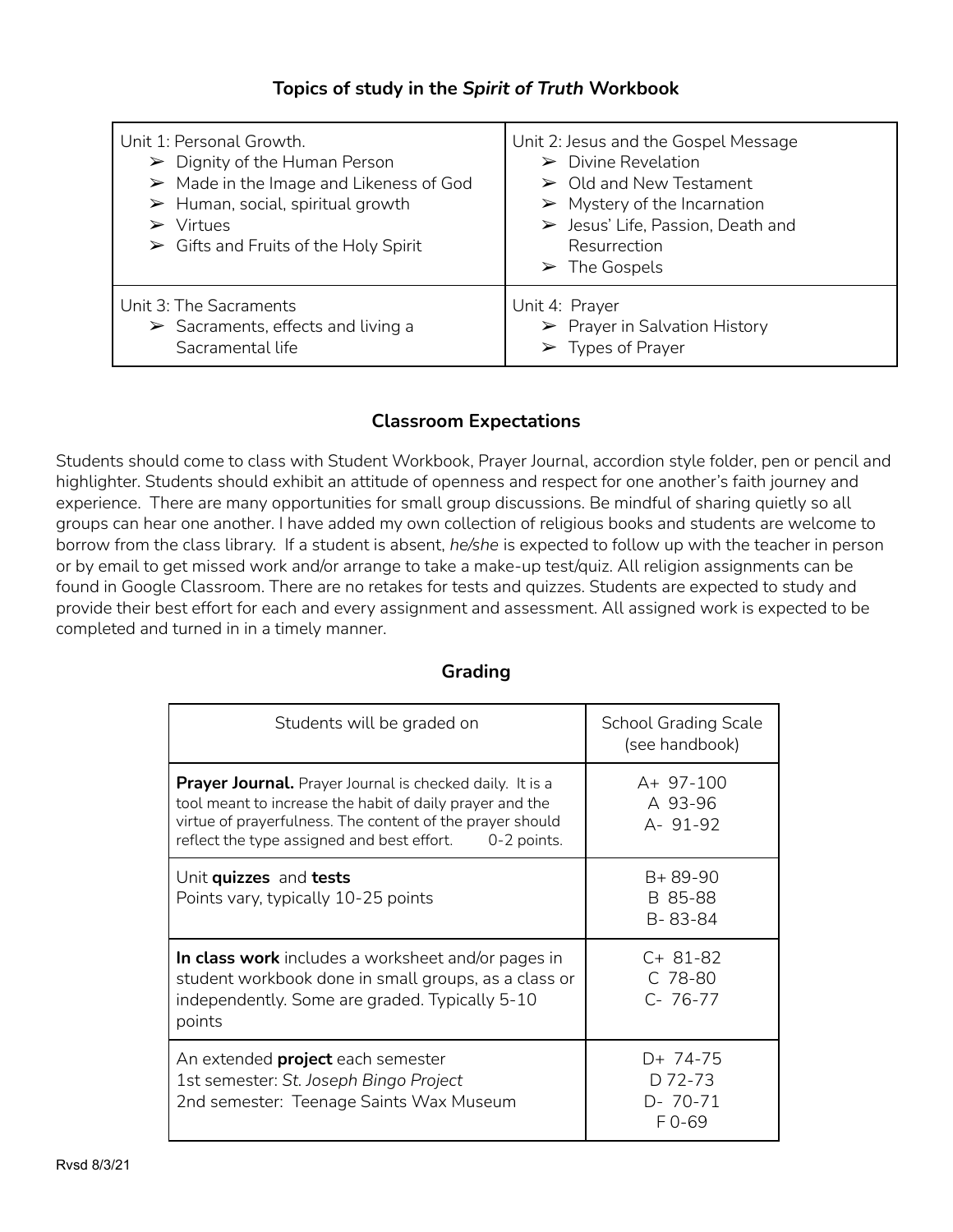## Topics of study in the *Spirit of Truth* Workbook

| | |
|---|---|
| Unit 1: Personal Growth.<br>➢ Dignity of the Human Person<br>➢ Made in the Image and Likeness of God<br>➢ Human, social, spiritual growth<br>➢ Virtues<br>➢ Gifts and Fruits of the Holy Spirit | Unit 2: Jesus and the Gospel Message<br>➢ Divine Revelation<br>➢ Old and New Testament<br>➢ Mystery of the Incarnation<br>➢ Jesus' Life, Passion, Death and Resurrection<br>➢ The Gospels |
| Unit 3: The Sacraments<br>➢ Sacraments, effects and living a Sacramental life | Unit 4: Prayer<br>➢ Prayer in Salvation History<br>➢ Types of Prayer |

## Classroom Expectations

Students should come to class with Student Workbook, Prayer Journal, accordion style folder, pen or pencil and highlighter. Students should exhibit an attitude of openness and respect for one another's faith journey and experience. There are many opportunities for small group discussions. Be mindful of sharing quietly so all groups can hear one another. I have added my own collection of religious books and students are welcome to borrow from the class library. If a student is absent, *he/she* is expected to follow up with the teacher in person or by email to get missed work and/or arrange to take a make-up test/quiz. All religion assignments can be found in Google Classroom. There are no retakes for tests and quizzes. Students are expected to study and provide their best effort for each and every assignment and assessment. All assigned work is expected to be completed and turned in in a timely manner.

## Grading

| Students will be graded on | School Grading Scale (see handbook) |
|---|---|
| **Prayer Journal.** Prayer Journal is checked daily. It is a tool meant to increase the habit of daily prayer and the virtue of prayerfulness. The content of the prayer should reflect the type assigned and best effort. 0-2 points. | A+ 97-100<br>A 93-96<br>A- 91-92 |
| Unit **quizzes** and **tests**<br>Points vary, typically 10-25 points | B+ 89-90<br>B 85-88<br>B- 83-84 |
| **In class work** includes a worksheet and/or pages in student workbook done in small groups, as a class or independently. Some are graded. Typically 5-10 points | C+ 81-82<br>C 78-80<br>C- 76-77 |
| An extended **project** each semester<br>1st semester: *St. Joseph Bingo Project*<br>2nd semester: Teenage Saints Wax Museum | D+ 74-75<br>D 72-73<br>D- 70-71<br>F 0-69 |

Rvsd 8/3/21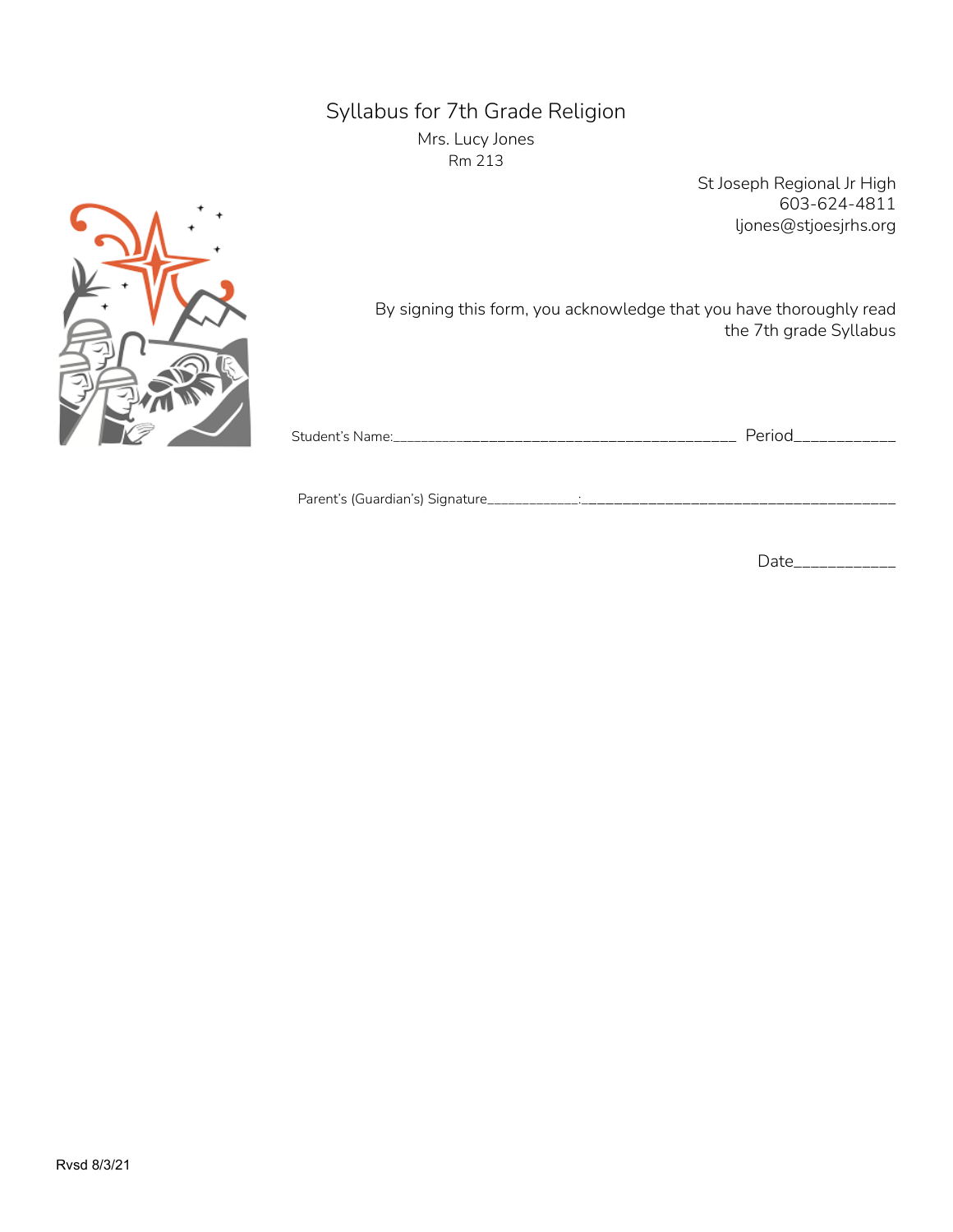# Syllabus for 7th Grade Religion

Mrs. Lucy Jones

Rm 213

St Joseph Regional Jr High
603-624-4811
ljones@stjoesjrhs.org

By signing this form, you acknowledge that you have thoroughly read the 7th grade Syllabus

Student's Name:________________________________________ Period___________

Parent's (Guardian's) Signature___________:_____________________________________

Date___________

Rvsd 8/3/21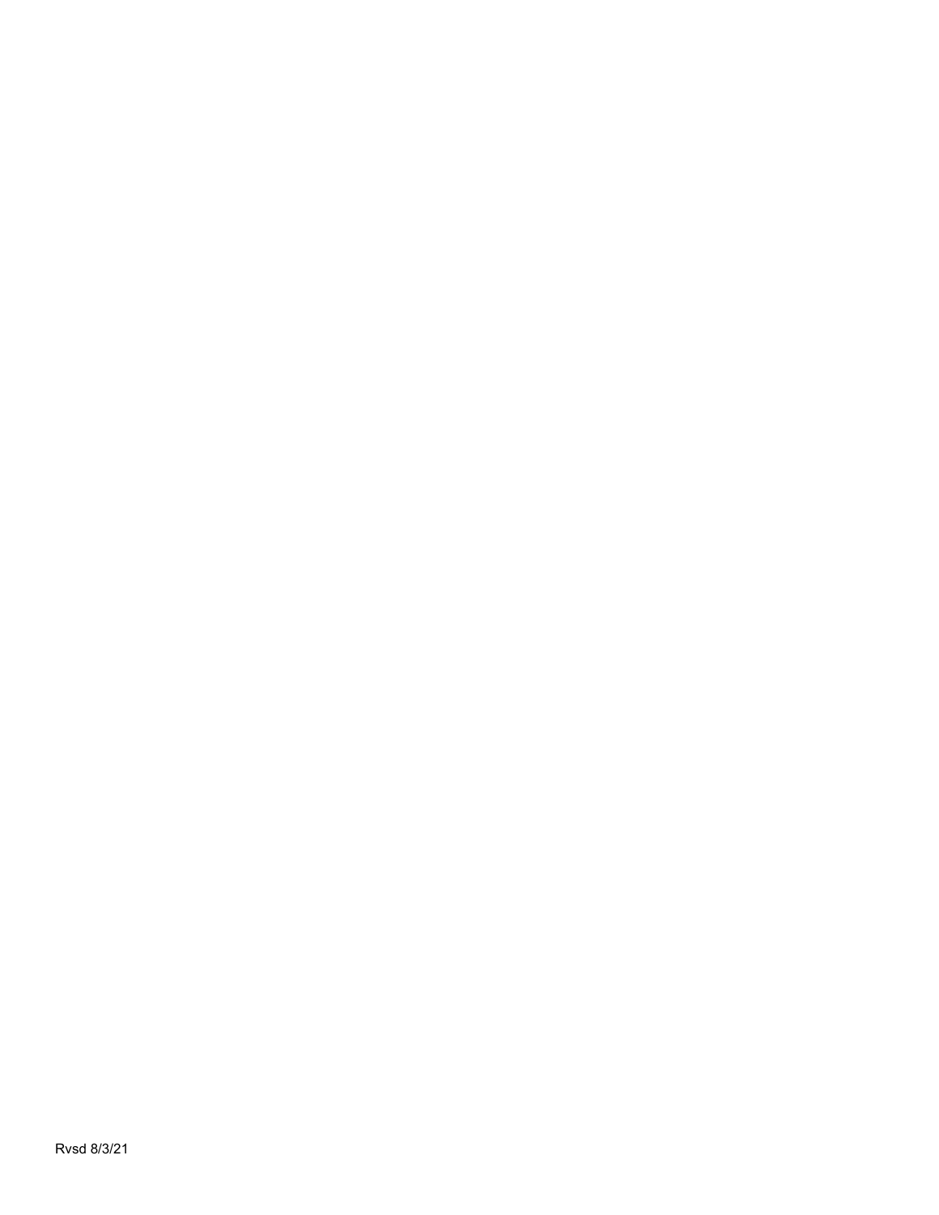Rvsd 8/3/21